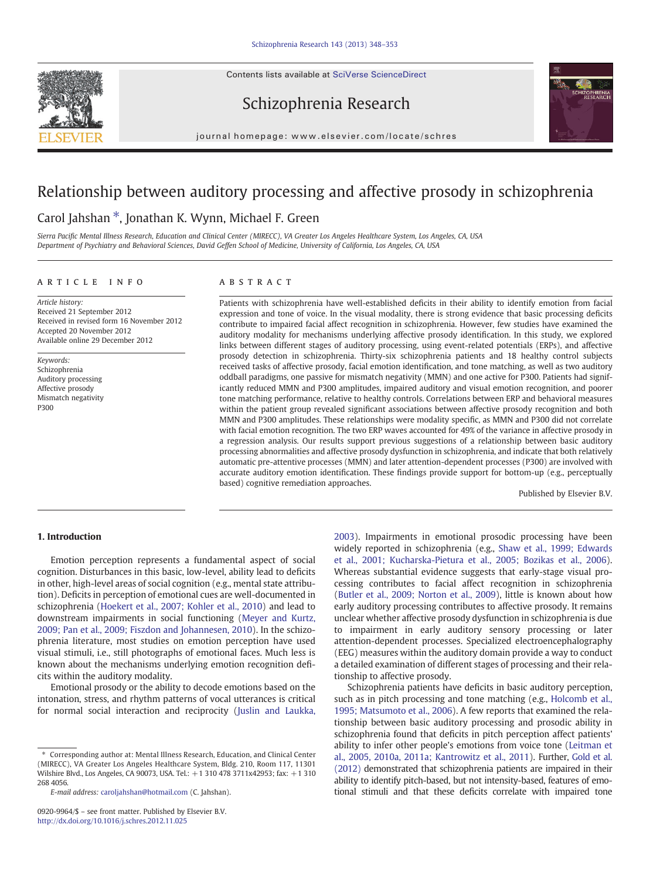# Relationship between auditory processing and affective prosody in schizophrenia

Carol Jahshan *, Jonathan K. Wynn, Michael F. Green

*Sierra Pacific Mental Illness Research, Education and Clinical Center (MIRECC), VA Greater Los Angeles Healthcare System, Los Angeles, CA, USA*
*Department of Psychiatry and Behavioral Sciences, David Geffen School of Medicine, University of California, Los Angeles, CA, USA*

## ARTICLE INFO

*Article history:*
Received 21 September 2012
Received in revised form 16 November 2012
Accepted 20 November 2012
Available online 29 December 2012

*Keywords:*
Schizophrenia
Auditory processing
Affective prosody
Mismatch negativity
P300

## ABSTRACT

Patients with schizophrenia have well-established deficits in their ability to identify emotion from facial expression and tone of voice. In the visual modality, there is strong evidence that basic processing deficits contribute to impaired facial affect recognition in schizophrenia. However, few studies have examined the auditory modality for mechanisms underlying affective prosody identification. In this study, we explored links between different stages of auditory processing, using event-related potentials (ERPs), and affective prosody detection in schizophrenia. Thirty-six schizophrenia patients and 18 healthy control subjects received tasks of affective prosody, facial emotion identification, and tone matching, as well as two auditory oddball paradigms, one passive for mismatch negativity (MMN) and one active for P300. Patients had significantly reduced MMN and P300 amplitudes, impaired auditory and visual emotion recognition, and poorer tone matching performance, relative to healthy controls. Correlations between ERP and behavioral measures within the patient group revealed significant associations between affective prosody recognition and both MMN and P300 amplitudes. These relationships were modality specific, as MMN and P300 did not correlate with facial emotion recognition. The two ERP waves accounted for 49% of the variance in affective prosody in a regression analysis. Our results support previous suggestions of a relationship between basic auditory processing abnormalities and affective prosody dysfunction in schizophrenia, and indicate that both relatively automatic pre-attentive processes (MMN) and later attention-dependent processes (P300) are involved with accurate auditory emotion identification. These findings provide support for bottom-up (e.g., perceptually based) cognitive remediation approaches.

Published by Elsevier B.V.

## 1. Introduction

Emotion perception represents a fundamental aspect of social cognition. Disturbances in this basic, low-level, ability lead to deficits in other, high-level areas of social cognition (e.g., mental state attribution). Deficits in perception of emotional cues are well-documented in schizophrenia (Hoekert et al., 2007; Kohler et al., 2010) and lead to downstream impairments in social functioning (Meyer and Kurtz, 2009; Pan et al., 2009; Fiszdon and Johannesen, 2010). In the schizophrenia literature, most studies on emotion perception have used visual stimuli, i.e., still photographs of emotional faces. Much less is known about the mechanisms underlying emotion recognition deficits within the auditory modality.

Emotional prosody or the ability to decode emotions based on the intonation, stress, and rhythm patterns of vocal utterances is critical for normal social interaction and reciprocity (Juslin and Laukka, 2003). Impairments in emotional prosodic processing have been widely reported in schizophrenia (e.g., Shaw et al., 1999; Edwards et al., 2001; Kucharska-Pietura et al., 2005; Bozikas et al., 2006). Whereas substantial evidence suggests that early-stage visual processing contributes to facial affect recognition in schizophrenia (Butler et al., 2009; Norton et al., 2009), little is known about how early auditory processing contributes to affective prosody. It remains unclear whether affective prosody dysfunction in schizophrenia is due to impairment in early auditory sensory processing or later attention-dependent processes. Specialized electroencephalography (EEG) measures within the auditory domain provide a way to conduct a detailed examination of different stages of processing and their relationship to affective prosody.

Schizophrenia patients have deficits in basic auditory perception, such as in pitch processing and tone matching (e.g., Holcomb et al., 1995; Matsumoto et al., 2006). A few reports that examined the relationship between basic auditory processing and prosodic ability in schizophrenia found that deficits in pitch perception affect patients' ability to infer other people's emotions from voice tone (Leitman et al., 2005, 2010a, 2011a; Kantrowitz et al., 2011). Further, Gold et al. (2012) demonstrated that schizophrenia patients are impaired in their ability to identify pitch-based, but not intensity-based, features of emotional stimuli and that these deficits correlate with impaired tone

---

* Corresponding author at: Mental Illness Research, Education, and Clinical Center (MIRECC), VA Greater Los Angeles Healthcare System, Bldg. 210, Room 117, 11301 Wilshire Blvd., Los Angeles, CA 90073, USA. Tel.: +1 310 478 3711x42953; fax: +1 310 268 4056.

*E-mail address:* caroljahshan@hotmail.com (C. Jahshan).

0920-9964/$ – see front matter. Published by Elsevier B.V.
http://dx.doi.org/10.1016/j.schres.2012.11.025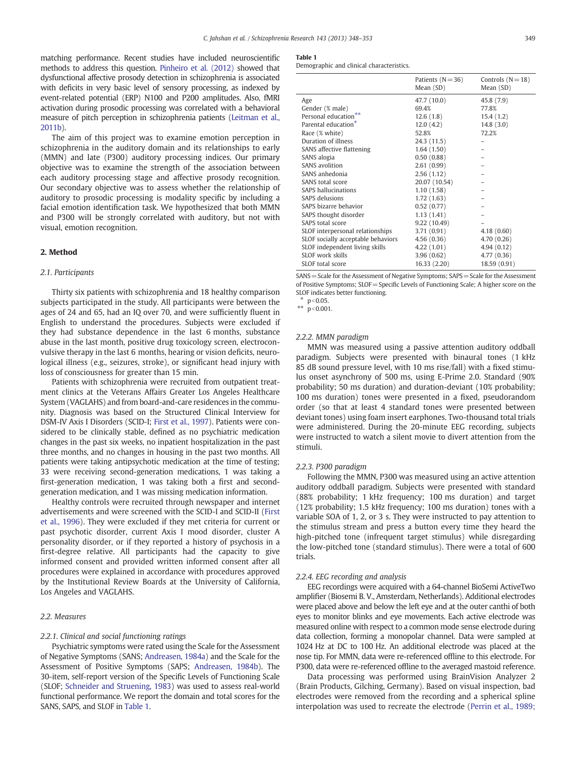matching performance. Recent studies have included neuroscientific methods to address this question. Pinheiro et al. (2012) showed that dysfunctional affective prosody detection in schizophrenia is associated with deficits in very basic level of sensory processing, as indexed by event-related potential (ERP) N100 and P200 amplitudes. Also, fMRI activation during prosodic processing was correlated with a behavioral measure of pitch perception in schizophrenia patients (Leitman et al., 2011b).

The aim of this project was to examine emotion perception in schizophrenia in the auditory domain and its relationships to early (MMN) and late (P300) auditory processing indices. Our primary objective was to examine the strength of the association between each auditory processing stage and affective prosody recognition. Our secondary objective was to assess whether the relationship of auditory to prosodic processing is modality specific by including a facial emotion identification task. We hypothesized that both MMN and P300 will be strongly correlated with auditory, but not with visual, emotion recognition.

## 2. Method

### 2.1. Participants

Thirty six patients with schizophrenia and 18 healthy comparison subjects participated in the study. All participants were between the ages of 24 and 65, had an IQ over 70, and were sufficiently fluent in English to understand the procedures. Subjects were excluded if they had substance dependence in the last 6 months, substance abuse in the last month, positive drug toxicology screen, electroconvulsive therapy in the last 6 months, hearing or vision deficits, neurological illness (e.g., seizures, stroke), or significant head injury with loss of consciousness for greater than 15 min.

Patients with schizophrenia were recruited from outpatient treatment clinics at the Veterans Affairs Greater Los Angeles Healthcare System (VAGLAHS) and from board-and-care residences in the community. Diagnosis was based on the Structured Clinical Interview for DSM-IV Axis I Disorders (SCID-I; First et al., 1997). Patients were considered to be clinically stable, defined as no psychiatric medication changes in the past six weeks, no inpatient hospitalization in the past three months, and no changes in housing in the past two months. All patients were taking antipsychotic medication at the time of testing; 33 were receiving second-generation medications, 1 was taking a first-generation medication, 1 was taking both a first and second-generation medication, and 1 was missing medication information.

Healthy controls were recruited through newspaper and internet advertisements and were screened with the SCID-I and SCID-II (First et al., 1996). They were excluded if they met criteria for current or past psychotic disorder, current Axis I mood disorder, cluster A personality disorder, or if they reported a history of psychosis in a first-degree relative. All participants had the capacity to give informed consent and provided written informed consent after all procedures were explained in accordance with procedures approved by the Institutional Review Boards at the University of California, Los Angeles and VAGLAHS.

### 2.2. Measures

#### 2.2.1. Clinical and social functioning ratings

Psychiatric symptoms were rated using the Scale for the Assessment of Negative Symptoms (SANS; Andreasen, 1984a) and the Scale for the Assessment of Positive Symptoms (SAPS; Andreasen, 1984b). The 30-item, self-report version of the Specific Levels of Functioning Scale (SLOF; Schneider and Struening, 1983) was used to assess real-world functional performance. We report the domain and total scores for the SANS, SAPS, and SLOF in Table 1.

**Table 1**
Demographic and clinical characteristics.

| | Patients (N = 36) Mean (SD) | Controls (N = 18) Mean (SD) |
|---|---|---|
| Age | 47.7 (10.0) | 45.8 (7.9) |
| Gender (% male) | 69.4% | 77.8% |
| Personal education** | 12.6 (1.8) | 15.4 (1.2) |
| Parental education* | 12.0 (4.2) | 14.8 (3.0) |
| Race (% white) | 52.8% | 72.2% |
| Duration of illness | 24.3 (11.5) | – |
| SANS affective flattening | 1.64 (1.50) | – |
| SANS alogia | 0.50 (0.88) | – |
| SANS avolition | 2.61 (0.99) | – |
| SANS anhedonia | 2.56 (1.12) | – |
| SANS total score | 20.07 (10.54) | – |
| SAPS hallucinations | 1.10 (1.58) | – |
| SAPS delusions | 1.72 (1.63) | – |
| SAPS bizarre behavior | 0.52 (0.77) | – |
| SAPS thought disorder | 1.13 (1.41) | – |
| SAPS total score | 9.22 (10.49) | – |
| SLOF interpersonal relationships | 3.71 (0.91) | 4.18 (0.60) |
| SLOF socially acceptable behaviors | 4.56 (0.36) | 4.70 (0.26) |
| SLOF independent living skills | 4.22 (1.01) | 4.94 (0.12) |
| SLOF work skills | 3.96 (0.62) | 4.77 (0.36) |
| SLOF total score | 16.33 (2.20) | 18.59 (0.91) |

SANS = Scale for the Assessment of Negative Symptoms; SAPS = Scale for the Assessment of Positive Symptoms; SLOF = Specific Levels of Functioning Scale; A higher score on the SLOF indicates better functioning.
* $p < 0.05$.
** $p < 0.001$.

#### 2.2.2. MMN paradigm

MMN was measured using a passive attention auditory oddball paradigm. Subjects were presented with binaural tones (1 kHz 85 dB sound pressure level, with 10 ms rise/fall) with a fixed stimulus onset asynchrony of 500 ms, using E-Prime 2.0. Standard (90% probability; 50 ms duration) and duration-deviant (10% probability; 100 ms duration) tones were presented in a fixed, pseudorandom order (so that at least 4 standard tones were presented between deviant tones) using foam insert earphones. Two-thousand total trials were administered. During the 20-minute EEG recording, subjects were instructed to watch a silent movie to divert attention from the stimuli.

#### 2.2.3. P300 paradigm

Following the MMN, P300 was measured using an active attention auditory oddball paradigm. Subjects were presented with standard (88% probability; 1 kHz frequency; 100 ms duration) and target (12% probability; 1.5 kHz frequency; 100 ms duration) tones with a variable SOA of 1, 2, or 3 s. They were instructed to pay attention to the stimulus stream and press a button every time they heard the high-pitched tone (infrequent target stimulus) while disregarding the low-pitched tone (standard stimulus). There were a total of 600 trials.

#### 2.2.4. EEG recording and analysis

EEG recordings were acquired with a 64-channel BioSemi ActiveTwo amplifier (Biosemi B. V., Amsterdam, Netherlands). Additional electrodes were placed above and below the left eye and at the outer canthi of both eyes to monitor blinks and eye movements. Each active electrode was measured online with respect to a common mode sense electrode during data collection, forming a monopolar channel. Data were sampled at 1024 Hz at DC to 100 Hz. An additional electrode was placed at the nose tip. For MMN, data were re-referenced offline to this electrode. For P300, data were re-referenced offline to the averaged mastoid reference.

Data processing was performed using BrainVision Analyzer 2 (Brain Products, Gilching, Germany). Based on visual inspection, bad electrodes were removed from the recording and a spherical spline interpolation was used to recreate the electrode (Perrin et al., 1989;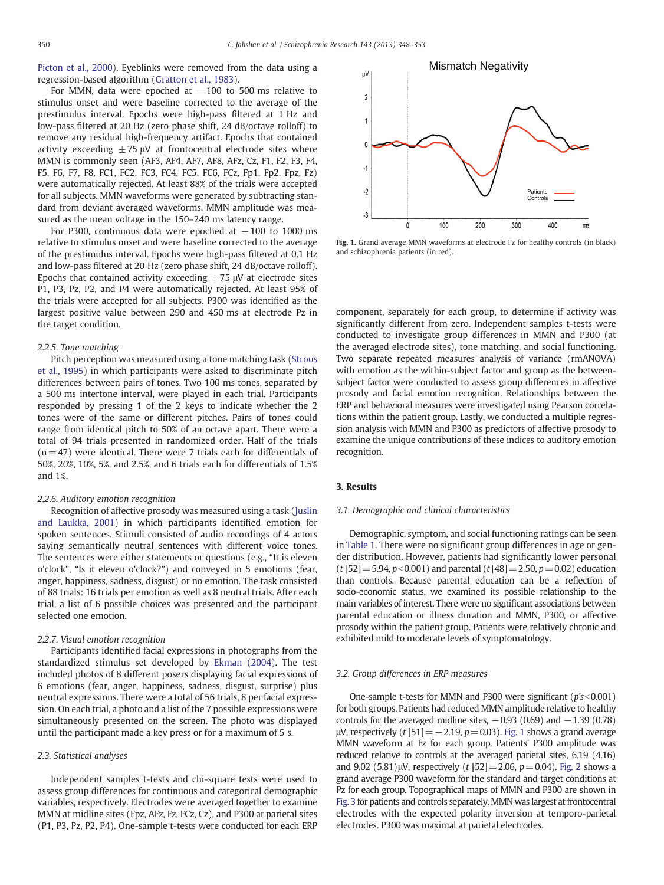Picton et al., 2000). Eyeblinks were removed from the data using a regression-based algorithm (Gratton et al., 1983).

For MMN, data were epoched at −100 to 500 ms relative to stimulus onset and were baseline corrected to the average of the prestimulus interval. Epochs were high-pass filtered at 1 Hz and low-pass filtered at 20 Hz (zero phase shift, 24 dB/octave rolloff) to remove any residual high-frequency artifact. Epochs that contained activity exceeding ±75 μV at frontocentral electrode sites where MMN is commonly seen (AF3, AF4, AF7, AF8, AFz, Cz, F1, F2, F3, F4, F5, F6, F7, F8, FC1, FC2, FC3, FC4, FC5, FC6, FCz, Fp1, Fp2, Fpz, Fz) were automatically rejected. At least 88% of the trials were accepted for all subjects. MMN waveforms were generated by subtracting standard from deviant averaged waveforms. MMN amplitude was measured as the mean voltage in the 150–240 ms latency range.

For P300, continuous data were epoched at −100 to 1000 ms relative to stimulus onset and were baseline corrected to the average of the prestimulus interval. Epochs were high-pass filtered at 0.1 Hz and low-pass filtered at 20 Hz (zero phase shift, 24 dB/octave rolloff). Epochs that contained activity exceeding ±75 μV at electrode sites P1, P3, Pz, P2, and P4 were automatically rejected. At least 95% of the trials were accepted for all subjects. P300 was identified as the largest positive value between 290 and 450 ms at electrode Pz in the target condition.

#### 2.2.5. Tone matching

Pitch perception was measured using a tone matching task (Strous et al., 1995) in which participants were asked to discriminate pitch differences between pairs of tones. Two 100 ms tones, separated by a 500 ms intertone interval, were played in each trial. Participants responded by pressing 1 of the 2 keys to indicate whether the 2 tones were of the same or different pitches. Pairs of tones could range from identical pitch to 50% of an octave apart. There were a total of 94 trials presented in randomized order. Half of the trials (n = 47) were identical. There were 7 trials each for differentials of 50%, 20%, 10%, 5%, and 2.5%, and 6 trials each for differentials of 1.5% and 1%.

#### 2.2.6. Auditory emotion recognition

Recognition of affective prosody was measured using a task (Juslin and Laukka, 2001) in which participants identified emotion for spoken sentences. Stimuli consisted of audio recordings of 4 actors saying semantically neutral sentences with different voice tones. The sentences were either statements or questions (e.g., “It is eleven o'clock”, “Is it eleven o'clock?”) and conveyed in 5 emotions (fear, anger, happiness, sadness, disgust) or no emotion. The task consisted of 88 trials: 16 trials per emotion as well as 8 neutral trials. After each trial, a list of 6 possible choices was presented and the participant selected one emotion.

#### 2.2.7. Visual emotion recognition

Participants identified facial expressions in photographs from the standardized stimulus set developed by Ekman (2004). The test included photos of 8 different posers displaying facial expressions of 6 emotions (fear, anger, happiness, sadness, disgust, surprise) plus neutral expressions. There were a total of 56 trials, 8 per facial expression. On each trial, a photo and a list of the 7 possible expressions were simultaneously presented on the screen. The photo was displayed until the participant made a key press or for a maximum of 5 s.

### 2.3. Statistical analyses

Independent samples t-tests and chi-square tests were used to assess group differences for continuous and categorical demographic variables, respectively. Electrodes were averaged together to examine MMN at midline sites (Fpz, AFz, Fz, FCz, Cz), and P300 at parietal sites (P1, P3, Pz, P2, P4). One-sample t-tests were conducted for each ERP component, separately for each group, to determine if activity was significantly different from zero. Independent samples t-tests were conducted to investigate group differences in MMN and P300 (at the averaged electrode sites), tone matching, and social functioning. Two separate repeated measures analysis of variance (rmANOVA) with emotion as the within-subject factor and group as the between-subject factor were conducted to assess group differences in affective prosody and facial emotion recognition. Relationships between the ERP and behavioral measures were investigated using Pearson correlations within the patient group. Lastly, we conducted a multiple regression analysis with MMN and P300 as predictors of affective prosody to examine the unique contributions of these indices to auditory emotion recognition.

**Fig. 1.** Grand average MMN waveforms at electrode Fz for healthy controls (in black) and schizophrenia patients (in red).

## 3. Results

### 3.1. Demographic and clinical characteristics

Demographic, symptom, and social functioning ratings can be seen in Table 1. There were no significant group differences in age or gender distribution. However, patients had significantly lower personal ($t\,[52] = 5.94$, $p < 0.001$) and parental ($t\,[48] = 2.50$, $p = 0.02$) education than controls. Because parental education can be a reflection of socio-economic status, we examined its possible relationship to the main variables of interest. There were no significant associations between parental education or illness duration and MMN, P300, or affective prosody within the patient group. Patients were relatively chronic and exhibited mild to moderate levels of symptomatology.

### 3.2. Group differences in ERP measures

One-sample t-tests for MMN and P300 were significant ($p$'s $< 0.001$) for both groups. Patients had reduced MMN amplitude relative to healthy controls for the averaged midline sites, −0.93 (0.69) and −1.39 (0.78) μV, respectively ($t\,[51] = -2.19$, $p = 0.03$). Fig. 1 shows a grand average MMN waveform at Fz for each group. Patients' P300 amplitude was reduced relative to controls at the averaged parietal sites, 6.19 (4.16) and 9.02 (5.81) μV, respectively ($t\,[52] = 2.06$, $p = 0.04$). Fig. 2 shows a grand average P300 waveform for the standard and target conditions at Pz for each group. Topographical maps of MMN and P300 are shown in Fig. 3 for patients and controls separately. MMN was largest at frontocentral electrodes with the expected polarity inversion at temporo-parietal electrodes. P300 was maximal at parietal electrodes.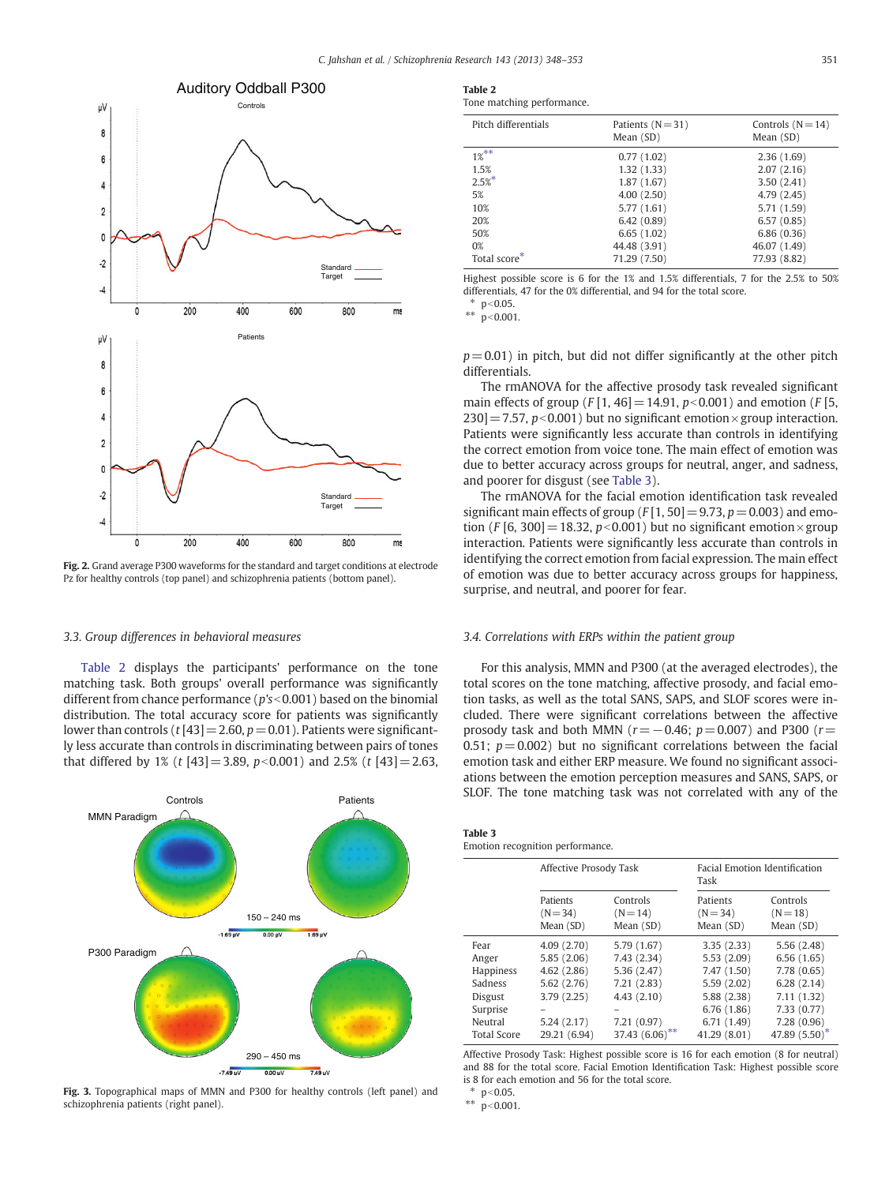Fig. 2. Grand average P300 waveforms for the standard and target conditions at electrode Pz for healthy controls (top panel) and schizophrenia patients (bottom panel).

### 3.3. Group differences in behavioral measures

Table 2 displays the participants' performance on the tone matching task. Both groups' overall performance was significantly different from chance performance ($p$'s $< 0.001$) based on the binomial distribution. The total accuracy score for patients was significantly lower than controls ($t\,[43] = 2.60$, $p = 0.01$). Patients were significantly less accurate than controls in discriminating between pairs of tones that differed by 1% ($t\,[43] = 3.89$, $p < 0.001$) and 2.5% ($t\,[43] = 2.63$, $p = 0.01$) in pitch, but did not differ significantly at the other pitch differentials.

The rmANOVA for the affective prosody task revealed significant main effects of group ($F\,[1, 46] = 14.91$, $p < 0.001$) and emotion ($F\,[5, 230] = 7.57$, $p < 0.001$) but no significant emotion × group interaction. Patients were significantly less accurate than controls in identifying the correct emotion from voice tone. The main effect of emotion was due to better accuracy across groups for neutral, anger, and sadness, and poorer for disgust (see Table 3).

The rmANOVA for the facial emotion identification task revealed significant main effects of group ($F\,[1, 50] = 9.73$, $p = 0.003$) and emotion ($F\,[6, 300] = 18.32$, $p < 0.001$) but no significant emotion × group interaction. Patients were significantly less accurate than controls in identifying the correct emotion from facial expression. The main effect of emotion was due to better accuracy across groups for happiness, surprise, and neutral, and poorer for fear.

Fig. 3. Topographical maps of MMN and P300 for healthy controls (left panel) and schizophrenia patients (right panel).

**Table 2**
Tone matching performance.

| Pitch differentials | Patients (N = 31) Mean (SD) | Controls (N = 14) Mean (SD) |
|---|---|---|
| 1%** | 0.77 (1.02) | 2.36 (1.69) |
| 1.5% | 1.32 (1.33) | 2.07 (2.16) |
| 2.5%* | 1.87 (1.67) | 3.50 (2.41) |
| 5% | 4.00 (2.50) | 4.79 (2.45) |
| 10% | 5.77 (1.61) | 5.71 (1.59) |
| 20% | 6.42 (0.89) | 6.57 (0.85) |
| 50% | 6.65 (1.02) | 6.86 (0.36) |
| 0% | 44.48 (3.91) | 46.07 (1.49) |
| Total score* | 71.29 (7.50) | 77.93 (8.82) |

Highest possible score is 6 for the 1% and 1.5% differentials, 7 for the 2.5% to 50% differentials, 47 for the 0% differential, and 94 for the total score.
* $p < 0.05$.
** $p < 0.001$.

### 3.4. Correlations with ERPs within the patient group

For this analysis, MMN and P300 (at the averaged electrodes), the total scores on the tone matching, affective prosody, and facial emotion tasks, as well as the total SANS, SAPS, and SLOF scores were included. There were significant correlations between the affective prosody task and both MMN ($r = -0.46$; $p = 0.007$) and P300 ($r = 0.51$; $p = 0.002$) but no significant correlations between the facial emotion task and either ERP measure. We found no significant associations between the emotion perception measures and SANS, SAPS, or SLOF. The tone matching task was not correlated with any of the

**Table 3**
Emotion recognition performance.

| | Affective Prosody Task | | Facial Emotion Identification Task | |
|---|---|---|---|---|
| | Patients (N = 34) Mean (SD) | Controls (N = 14) Mean (SD) | Patients (N = 34) Mean (SD) | Controls (N = 18) Mean (SD) |
| Fear | 4.09 (2.70) | 5.79 (1.67) | 3.35 (2.33) | 5.56 (2.48) |
| Anger | 5.85 (2.06) | 7.43 (2.34) | 5.53 (2.09) | 6.56 (1.65) |
| Happiness | 4.62 (2.86) | 5.36 (2.47) | 7.47 (1.50) | 7.78 (0.65) |
| Sadness | 5.62 (2.76) | 7.21 (2.83) | 5.59 (2.02) | 6.28 (2.14) |
| Disgust | 3.79 (2.25) | 4.43 (2.10) | 5.88 (2.38) | 7.11 (1.32) |
| Surprise | – | – | 6.76 (1.86) | 7.33 (0.77) |
| Neutral | 5.24 (2.17) | 7.21 (0.97) | 6.71 (1.49) | 7.28 (0.96) |
| Total Score | 29.21 (6.94) | 37.43 (6.06)** | 41.29 (8.01) | 47.89 (5.50)* |

Affective Prosody Task: Highest possible score is 16 for each emotion (8 for neutral) and 88 for the total score. Facial Emotion Identification Task: Highest possible score is 8 for each emotion and 56 for the total score.
* $p < 0.05$.
** $p < 0.001$.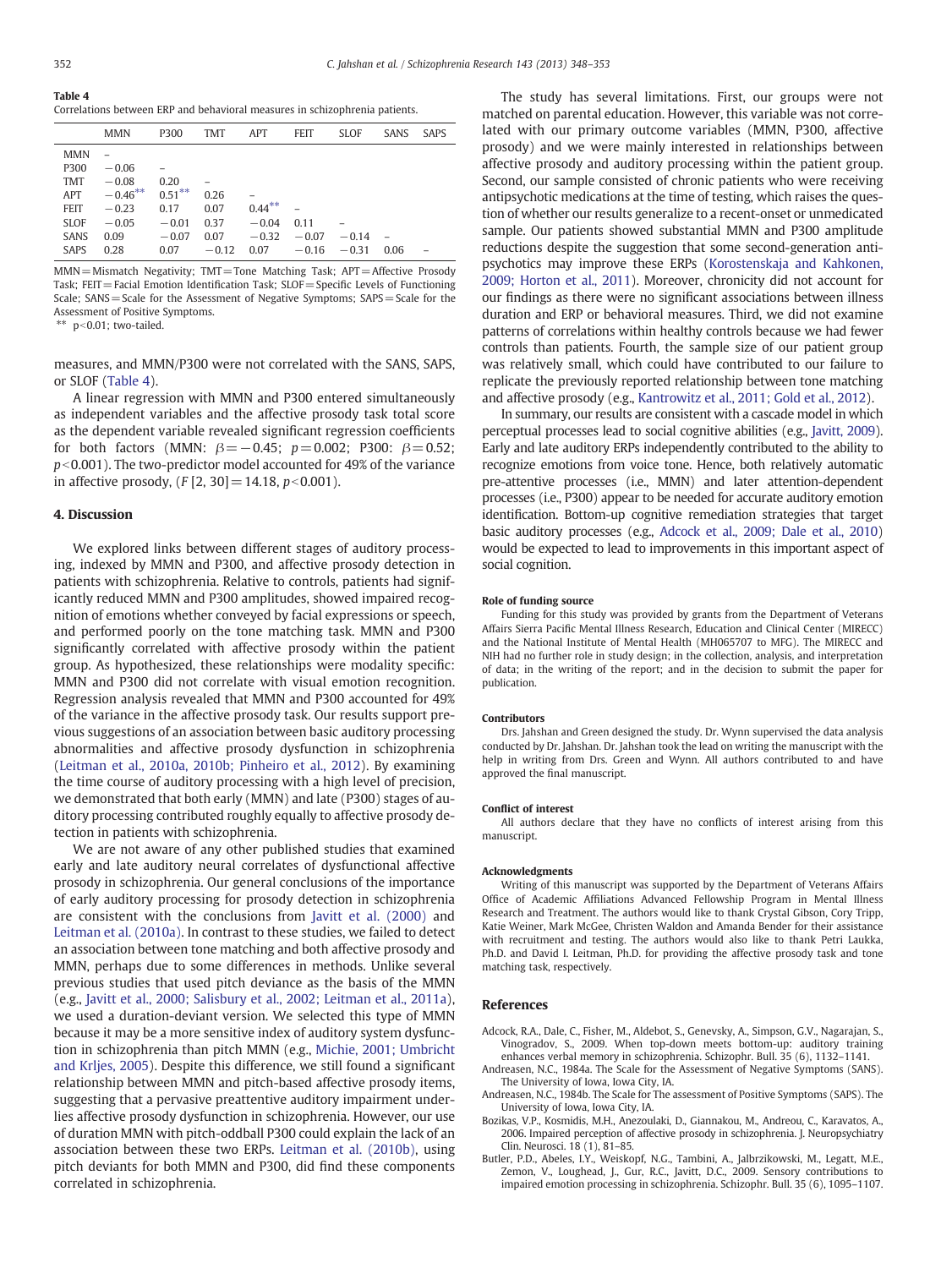**Table 4**
Correlations between ERP and behavioral measures in schizophrenia patients.

| | MMN | P300 | TMT | APT | FEIT | SLOF | SANS | SAPS |
|---|---|---|---|---|---|---|---|---|
| MMN | – | | | | | | | |
| P300 | −0.06 | – | | | | | | |
| TMT | −0.08 | 0.20 | – | | | | | |
| APT | −0.46** | 0.51** | 0.26 | – | | | | |
| FEIT | −0.23 | 0.17 | 0.07 | 0.44** | – | | | |
| SLOF | −0.05 | −0.01 | 0.37 | −0.04 | 0.11 | – | | |
| SANS | 0.09 | −0.07 | 0.07 | −0.32 | −0.07 | −0.14 | – | |
| SAPS | 0.28 | 0.07 | −0.12 | 0.07 | −0.16 | −0.31 | 0.06 | – |

MMN = Mismatch Negativity; TMT = Tone Matching Task; APT = Affective Prosody Task; FEIT = Facial Emotion Identification Task; SLOF = Specific Levels of Functioning Scale; SANS = Scale for the Assessment of Negative Symptoms; SAPS = Scale for the Assessment of Positive Symptoms.
** $p<0.01$; two-tailed.

measures, and MMN/P300 were not correlated with the SANS, SAPS, or SLOF (Table 4).

A linear regression with MMN and P300 entered simultaneously as independent variables and the affective prosody task total score as the dependent variable revealed significant regression coefficients for both factors (MMN: $\beta = -0.45$; $p = 0.002$; P300: $\beta = 0.52$; $p < 0.001$). The two-predictor model accounted for 49% of the variance in affective prosody, ($F\,[2, 30] = 14.18$, $p < 0.001$).

## 4. Discussion

We explored links between different stages of auditory processing, indexed by MMN and P300, and affective prosody detection in patients with schizophrenia. Relative to controls, patients had significantly reduced MMN and P300 amplitudes, showed impaired recognition of emotions whether conveyed by facial expressions or speech, and performed poorly on the tone matching task. MMN and P300 significantly correlated with affective prosody within the patient group. As hypothesized, these relationships were modality specific: MMN and P300 did not correlate with visual emotion recognition. Regression analysis revealed that MMN and P300 accounted for 49% of the variance in the affective prosody task. Our results support previous suggestions of an association between basic auditory processing abnormalities and affective prosody dysfunction in schizophrenia (Leitman et al., 2010a, 2010b; Pinheiro et al., 2012). By examining the time course of auditory processing with a high level of precision, we demonstrated that both early (MMN) and late (P300) stages of auditory processing contributed roughly equally to affective prosody detection in patients with schizophrenia.

We are not aware of any other published studies that examined early and late auditory neural correlates of dysfunctional affective prosody in schizophrenia. Our general conclusions of the importance of early auditory processing for prosody detection in schizophrenia are consistent with the conclusions from Javitt et al. (2000) and Leitman et al. (2010a). In contrast to these studies, we failed to detect an association between tone matching and both affective prosody and MMN, perhaps due to some differences in methods. Unlike several previous studies that used pitch deviance as the basis of the MMN (e.g., Javitt et al., 2000; Salisbury et al., 2002; Leitman et al., 2011a), we used a duration-deviant version. We selected this type of MMN because it may be a more sensitive index of auditory system dysfunction in schizophrenia than pitch MMN (e.g., Michie, 2001; Umbricht and Krljes, 2005). Despite this difference, we still found a significant relationship between MMN and pitch-based affective prosody items, suggesting that a pervasive preattentive auditory impairment underlies affective prosody dysfunction in schizophrenia. However, our use of duration MMN with pitch-oddball P300 could explain the lack of an association between these two ERPs. Leitman et al. (2010b), using pitch deviants for both MMN and P300, did find these components correlated in schizophrenia.

The study has several limitations. First, our groups were not matched on parental education. However, this variable was not correlated with our primary outcome variables (MMN, P300, affective prosody) and we were mainly interested in relationships between affective prosody and auditory processing within the patient group. Second, our sample consisted of chronic patients who were receiving antipsychotic medications at the time of testing, which raises the question of whether our results generalize to a recent-onset or unmedicated sample. Our patients showed substantial MMN and P300 amplitude reductions despite the suggestion that some second-generation antipsychotics may improve these ERPs (Korostenskaja and Kahkonen, 2009; Horton et al., 2011). Moreover, chronicity did not account for our findings as there were no significant associations between illness duration and ERP or behavioral measures. Third, we did not examine patterns of correlations within healthy controls because we had fewer controls than patients. Fourth, the sample size of our patient group was relatively small, which could have contributed to our failure to replicate the previously reported relationship between tone matching and affective prosody (e.g., Kantrowitz et al., 2011; Gold et al., 2012).

In summary, our results are consistent with a cascade model in which perceptual processes lead to social cognitive abilities (e.g., Javitt, 2009). Early and late auditory ERPs independently contributed to the ability to recognize emotions from voice tone. Hence, both relatively automatic pre-attentive processes (i.e., MMN) and later attention-dependent processes (i.e., P300) appear to be needed for accurate auditory emotion identification. Bottom-up cognitive remediation strategies that target basic auditory processes (e.g., Adcock et al., 2009; Dale et al., 2010) would be expected to lead to improvements in this important aspect of social cognition.

#### Role of funding source

Funding for this study was provided by grants from the Department of Veterans Affairs Sierra Pacific Mental Illness Research, Education and Clinical Center (MIRECC) and the National Institute of Mental Health (MH065707 to MFG). The MIRECC and NIH had no further role in study design; in the collection, analysis, and interpretation of data; in the writing of the report; and in the decision to submit the paper for publication.

#### Contributors

Drs. Jahshan and Green designed the study. Dr. Wynn supervised the data analysis conducted by Dr. Jahshan. Dr. Jahshan took the lead on writing the manuscript with the help in writing from Drs. Green and Wynn. All authors contributed to and have approved the final manuscript.

#### Conflict of interest

All authors declare that they have no conflicts of interest arising from this manuscript.

#### Acknowledgments

Writing of this manuscript was supported by the Department of Veterans Affairs Office of Academic Affiliations Advanced Fellowship Program in Mental Illness Research and Treatment. The authors would like to thank Crystal Gibson, Cory Tripp, Katie Weiner, Mark McGee, Christen Waldon and Amanda Bender for their assistance with recruitment and testing. The authors would also like to thank Petri Laukka, Ph.D. and David I. Leitman, Ph.D. for providing the affective prosody task and tone matching task, respectively.

## References

Adcock, R.A., Dale, C., Fisher, M., Aldebot, S., Genevsky, A., Simpson, G.V., Nagarajan, S., Vinogradov, S., 2009. When top-down meets bottom-up: auditory training enhances verbal memory in schizophrenia. Schizophr. Bull. 35 (6), 1132–1141.

Andreasen, N.C., 1984a. The Scale for the Assessment of Negative Symptoms (SANS). The University of Iowa, Iowa City, IA.

Andreasen, N.C., 1984b. The Scale for The assessment of Positive Symptoms (SAPS). The University of Iowa, Iowa City, IA.

Bozikas, V.P., Kosmidis, M.H., Anezoulaki, D., Giannakou, M., Andreou, C., Karavatos, A., 2006. Impaired perception of affective prosody in schizophrenia. J. Neuropsychiatry Clin. Neurosci. 18 (1), 81–85.

Butler, P.D., Abeles, I.Y., Weiskopf, N.G., Tambini, A., Jalbrzikowski, M., Legatt, M.E., Zemon, V., Loughead, J., Gur, R.C., Javitt, D.C., 2009. Sensory contributions to impaired emotion processing in schizophrenia. Schizophr. Bull. 35 (6), 1095–1107.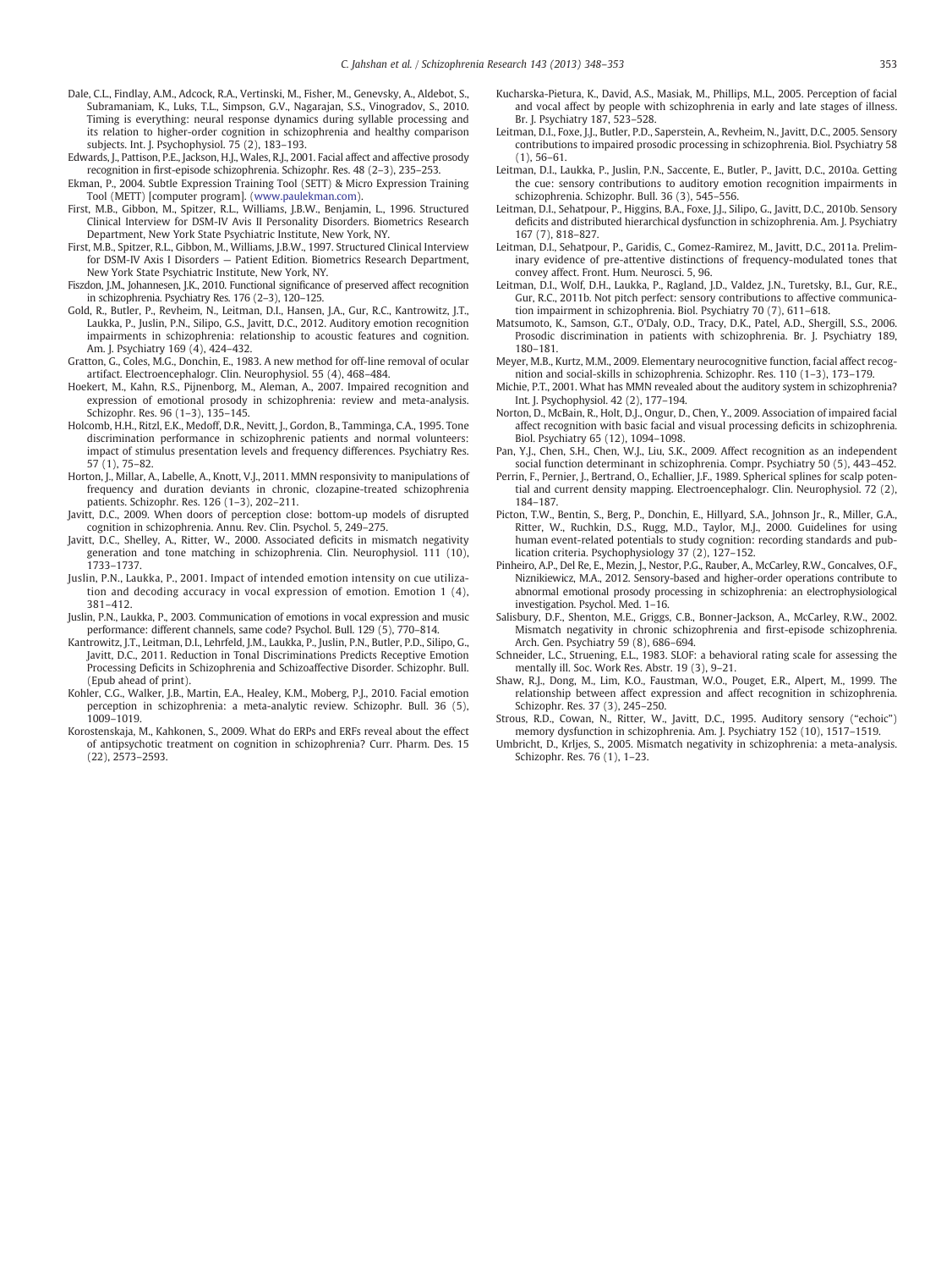Dale, C.L., Findlay, A.M., Adcock, R.A., Vertinski, M., Fisher, M., Genevsky, A., Aldebot, S., Subramaniam, K., Luks, T.L., Simpson, G.V., Nagarajan, S.S., Vinogradov, S., 2010. Timing is everything: neural response dynamics during syllable processing and its relation to higher-order cognition in schizophrenia and healthy comparison subjects. Int. J. Psychophysiol. 75 (2), 183–193.

Edwards, J., Pattison, P.E., Jackson, H.J., Wales, R.J., 2001. Facial affect and affective prosody recognition in first-episode schizophrenia. Schizophr. Res. 48 (2–3), 235–253.

Ekman, P., 2004. Subtle Expression Training Tool (SETT) & Micro Expression Training Tool (METT) [computer program]. (www.paulekman.com).

First, M.B., Gibbon, M., Spitzer, R.L., Williams, J.B.W., Benjamin, L., 1996. Structured Clinical Interview for DSM-IV Avis II Personality Disorders. Biometrics Research Department, New York State Psychiatric Institute, New York, NY.

First, M.B., Spitzer, R.L., Gibbon, M., Williams, J.B.W., 1997. Structured Clinical Interview for DSM-IV Axis I Disorders — Patient Edition. Biometrics Research Department, New York State Psychiatric Institute, New York, NY.

Fiszdon, J.M., Johannesen, J.K., 2010. Functional significance of preserved affect recognition in schizophrenia. Psychiatry Res. 176 (2–3), 120–125.

Gold, R., Butler, P., Revheim, N., Leitman, D.I., Hansen, J.A., Gur, R.C., Kantrowitz, J.T., Laukka, P., Juslin, P.N., Silipo, G.S., Javitt, D.C., 2012. Auditory emotion recognition impairments in schizophrenia: relationship to acoustic features and cognition. Am. J. Psychiatry 169 (4), 424–432.

Gratton, G., Coles, M.G., Donchin, E., 1983. A new method for off-line removal of ocular artifact. Electroencephalogr. Clin. Neurophysiol. 55 (4), 468–484.

Hoekert, M., Kahn, R.S., Pijnenborg, M., Aleman, A., 2007. Impaired recognition and expression of emotional prosody in schizophrenia: review and meta-analysis. Schizophr. Res. 96 (1–3), 135–145.

Holcomb, H.H., Ritzl, E.K., Medoff, D.R., Nevitt, J., Gordon, B., Tamminga, C.A., 1995. Tone discrimination performance in schizophrenic patients and normal volunteers: impact of stimulus presentation levels and frequency differences. Psychiatry Res. 57 (1), 75–82.

Horton, J., Millar, A., Labelle, A., Knott, V.J., 2011. MMN responsivity to manipulations of frequency and duration deviants in chronic, clozapine-treated schizophrenia patients. Schizophr. Res. 126 (1–3), 202–211.

Javitt, D.C., 2009. When doors of perception close: bottom-up models of disrupted cognition in schizophrenia. Annu. Rev. Clin. Psychol. 5, 249–275.

Javitt, D.C., Shelley, A., Ritter, W., 2000. Associated deficits in mismatch negativity generation and tone matching in schizophrenia. Clin. Neurophysiol. 111 (10), 1733–1737.

Juslin, P.N., Laukka, P., 2001. Impact of intended emotion intensity on cue utilization and decoding accuracy in vocal expression of emotion. Emotion 1 (4), 381–412.

Juslin, P.N., Laukka, P., 2003. Communication of emotions in vocal expression and music performance: different channels, same code? Psychol. Bull. 129 (5), 770–814.

Kantrowitz, J.T., Leitman, D.I., Lehrfeld, J.M., Laukka, P., Juslin, P.N., Butler, P.D., Silipo, G., Javitt, D.C., 2011. Reduction in Tonal Discriminations Predicts Receptive Emotion Processing Deficits in Schizophrenia and Schizoaffective Disorder. Schizophr. Bull. (Epub ahead of print).

Kohler, C.G., Walker, J.B., Martin, E.A., Healey, K.M., Moberg, P.J., 2010. Facial emotion perception in schizophrenia: a meta-analytic review. Schizophr. Bull. 36 (5), 1009–1019.

Korostenskaja, M., Kahkonen, S., 2009. What do ERPs and ERFs reveal about the effect of antipsychotic treatment on cognition in schizophrenia? Curr. Pharm. Des. 15 (22), 2573–2593.

Kucharska-Pietura, K., David, A.S., Masiak, M., Phillips, M.L., 2005. Perception of facial and vocal affect by people with schizophrenia in early and late stages of illness. Br. J. Psychiatry 187, 523–528.

Leitman, D.I., Foxe, J.J., Butler, P.D., Saperstein, A., Revheim, N., Javitt, D.C., 2005. Sensory contributions to impaired prosodic processing in schizophrenia. Biol. Psychiatry 58 (1), 56–61.

Leitman, D.I., Laukka, P., Juslin, P.N., Saccente, E., Butler, P., Javitt, D.C., 2010a. Getting the cue: sensory contributions to auditory emotion recognition impairments in schizophrenia. Schizophr. Bull. 36 (3), 545–556.

Leitman, D.I., Sehatpour, P., Higgins, B.A., Foxe, J.J., Silipo, G., Javitt, D.C., 2010b. Sensory deficits and distributed hierarchical dysfunction in schizophrenia. Am. J. Psychiatry 167 (7), 818–827.

Leitman, D.I., Sehatpour, P., Garidis, C., Gomez-Ramirez, M., Javitt, D.C., 2011a. Preliminary evidence of pre-attentive distinctions of frequency-modulated tones that convey affect. Front. Hum. Neurosci. 5, 96.

Leitman, D.I., Wolf, D.H., Laukka, P., Ragland, J.D., Valdez, J.N., Turetsky, B.I., Gur, R.E., Gur, R.C., 2011b. Not pitch perfect: sensory contributions to affective communication impairment in schizophrenia. Biol. Psychiatry 70 (7), 611–618.

Matsumoto, K., Samson, G.T., O'Daly, O.D., Tracy, D.K., Patel, A.D., Shergill, S.S., 2006. Prosodic discrimination in patients with schizophrenia. Br. J. Psychiatry 189, 180–181.

Meyer, M.B., Kurtz, M.M., 2009. Elementary neurocognitive function, facial affect recognition and social-skills in schizophrenia. Schizophr. Res. 110 (1–3), 173–179.

Michie, P.T., 2001. What has MMN revealed about the auditory system in schizophrenia? Int. J. Psychophysiol. 42 (2), 177–194.

Norton, D., McBain, R., Holt, D.J., Ongur, D., Chen, Y., 2009. Association of impaired facial affect recognition with basic facial and visual processing deficits in schizophrenia. Biol. Psychiatry 65 (12), 1094–1098.

Pan, Y.J., Chen, S.H., Chen, W.J., Liu, S.K., 2009. Affect recognition as an independent social function determinant in schizophrenia. Compr. Psychiatry 50 (5), 443–452.

Perrin, F., Pernier, J., Bertrand, O., Echallier, J.F., 1989. Spherical splines for scalp potential and current density mapping. Electroencephalogr. Clin. Neurophysiol. 72 (2), 184–187.

Picton, T.W., Bentin, S., Berg, P., Donchin, E., Hillyard, S.A., Johnson Jr., R., Miller, G.A., Ritter, W., Ruchkin, D.S., Rugg, M.D., Taylor, M.J., 2000. Guidelines for using human event-related potentials to study cognition: recording standards and publication criteria. Psychophysiology 37 (2), 127–152.

Pinheiro, A.P., Del Re, E., Mezin, J., Nestor, P.G., Rauber, A., McCarley, R.W., Goncalves, O.F., Niznikiewicz, M.A., 2012. Sensory-based and higher-order operations contribute to abnormal emotional prosody processing in schizophrenia: an electrophysiological investigation. Psychol. Med. 1–16.

Salisbury, D.F., Shenton, M.E., Griggs, C.B., Bonner-Jackson, A., McCarley, R.W., 2002. Mismatch negativity in chronic schizophrenia and first-episode schizophrenia. Arch. Gen. Psychiatry 59 (8), 686–694.

Schneider, L.C., Struening, E.L., 1983. SLOF: a behavioral rating scale for assessing the mentally ill. Soc. Work Res. Abstr. 19 (3), 9–21.

Shaw, R.J., Dong, M., Lim, K.O., Faustman, W.O., Pouget, E.R., Alpert, M., 1999. The relationship between affect expression and affect recognition in schizophrenia. Schizophr. Res. 37 (3), 245–250.

Strous, R.D., Cowan, N., Ritter, W., Javitt, D.C., 1995. Auditory sensory ("echoic") memory dysfunction in schizophrenia. Am. J. Psychiatry 152 (10), 1517–1519.

Umbricht, D., Krljes, S., 2005. Mismatch negativity in schizophrenia: a meta-analysis. Schizophr. Res. 76 (1), 1–23.